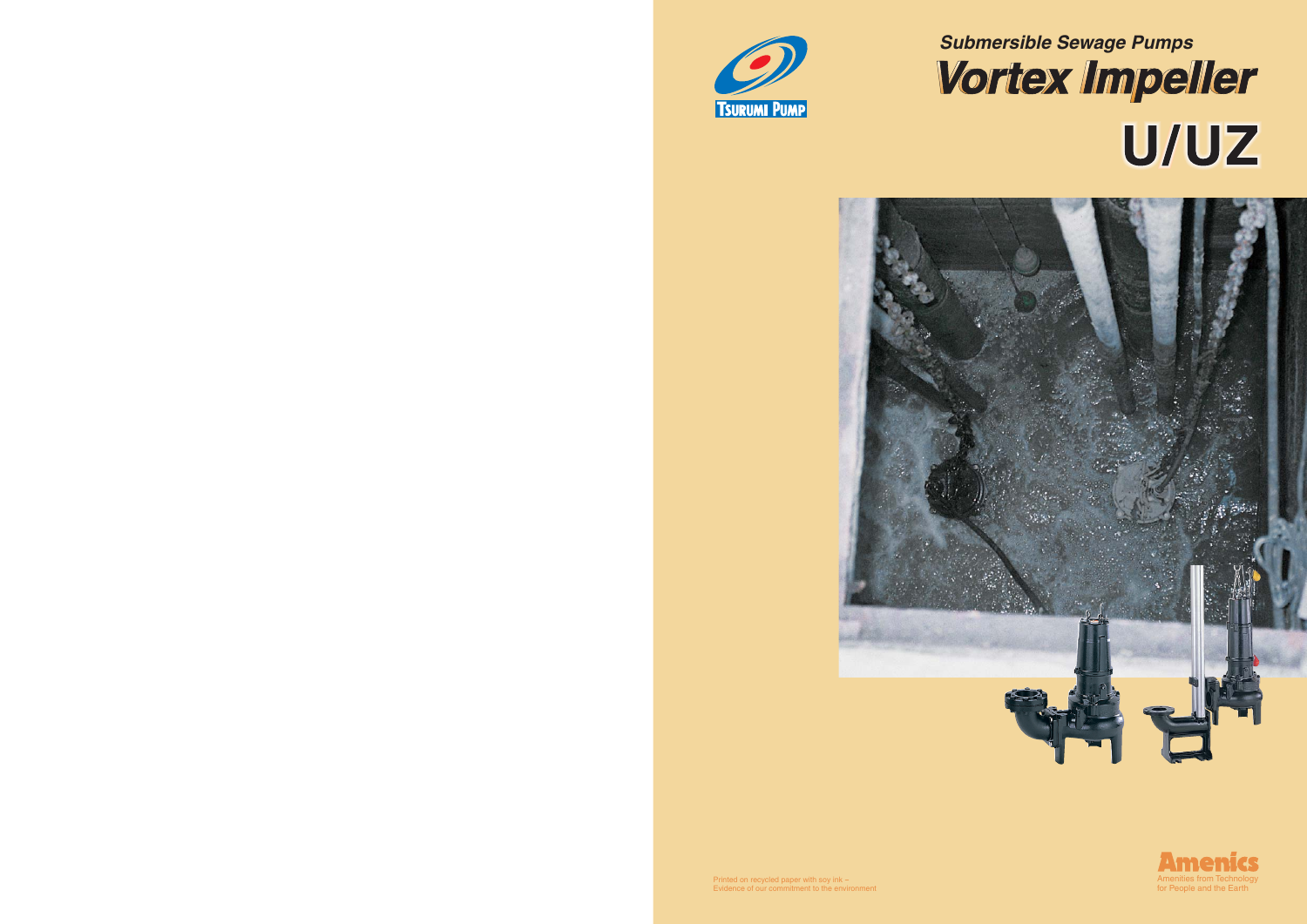TSURUMI PUMP

*Submersible Sewage Pumps*

# *Vortex Impeller*

# U/UZ

Printed on recycled paper with soy ink –
Evidence of our commitment to the environment

Amenics
Amenities from Technology
for People and the Earth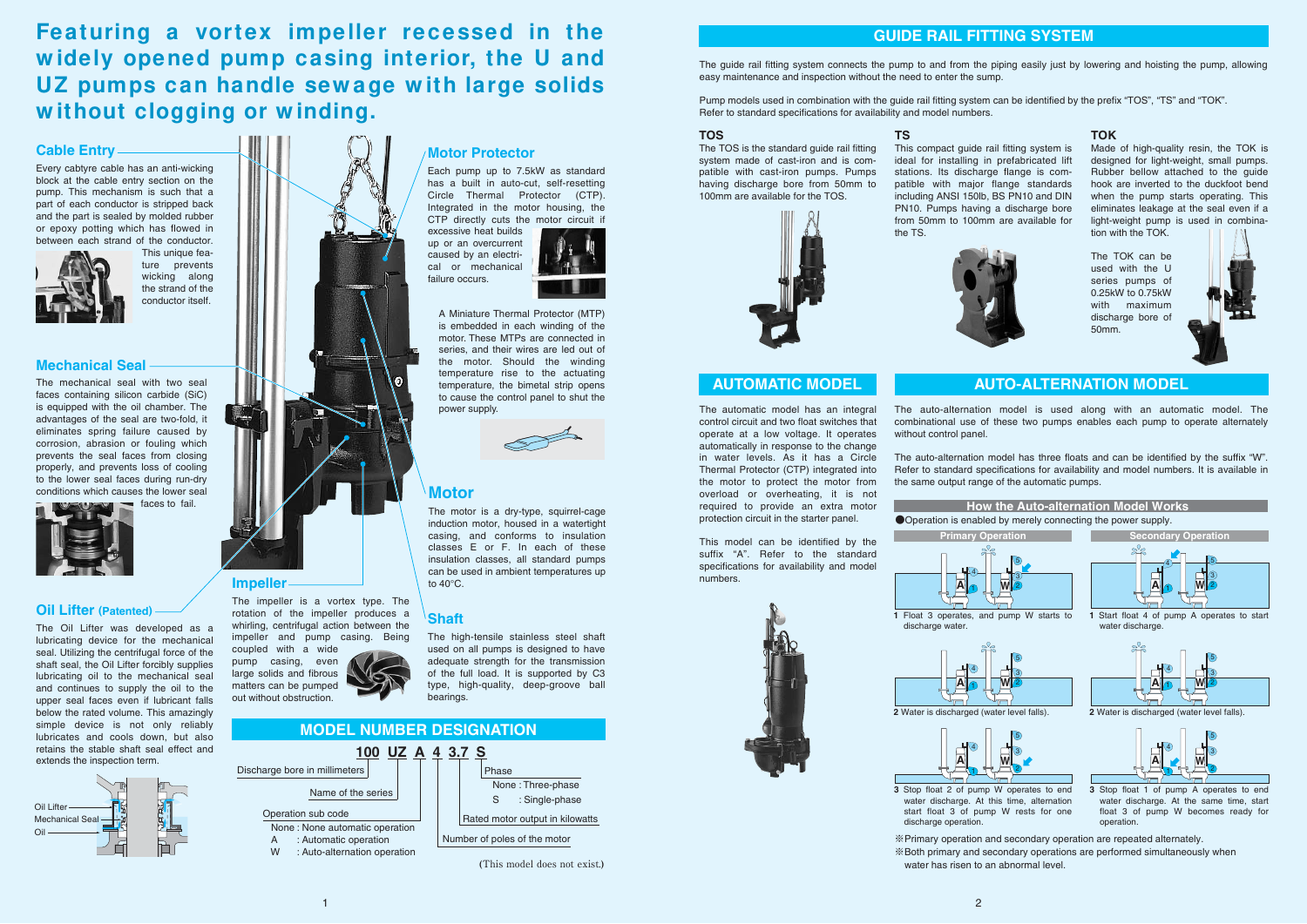# Featuring a vortex impeller recessed in the widely opened pump casing interior, the U and UZ pumps can handle sewage with large solids without clogging or winding.

## Cable Entry

Every cabtyre cable has an anti-wicking block at the cable entry section on the pump. This mechanism is such that a part of each conductor is stripped back and the part is sealed by molded rubber or epoxy potting which has flowed in between each strand of the conductor. This unique feature prevents wicking along the strand of the conductor itself.

## Mechanical Seal

The mechanical seal with two seal faces containing silicon carbide (SiC) is equipped with the oil chamber. The advantages of the seal are two-fold, it eliminates spring failure caused by corrosion, abrasion or fouling which prevents the seal faces from closing properly, and prevents loss of cooling to the lower seal faces during run-dry conditions which causes the lower seal faces to fail.

## Oil Lifter (Patented)

The Oil Lifter was developed as a lubricating device for the mechanical seal. Utilizing the centrifugal force of the shaft seal, the Oil Lifter forcibly supplies lubricating oil to the mechanical seal and continues to supply the oil to the upper seal faces even if lubricant falls below the rated volume. This amazingly simple device is not only reliably lubricates and cools down, but also retains the stable shaft seal effect and extends the inspection term.

Oil Lifter
Mechanical Seal
Oil

## Motor Protector

Each pump up to 7.5kW as standard has a built in auto-cut, self-resetting Circle Thermal Protector (CTP). Integrated in the motor housing, the CTP directly cuts the motor circuit if excessive heat builds up or an overcurrent caused by an electrical or mechanical failure occurs.

A Miniature Thermal Protector (MTP) is embedded in each winding of the motor. These MTPs are connected in series, and their wires are led out of the motor. Should the winding temperature rise to the actuating temperature, the bimetal strip opens to cause the control panel to shut the power supply.

## Motor

The motor is a dry-type, squirrel-cage induction motor, housed in a watertight casing, and conforms to insulation classes E or F. In each of these insulation classes, all standard pumps can be used in ambient temperatures up to 40°C.

## Impeller

The impeller is a vortex type. The rotation of the impeller produces a whirling, centrifugal action between the impeller and pump casing. Being coupled with a wide pump casing, even large solids and fibrous matters can be pumped out without obstruction.

## Shaft

The high-tensile stainless steel shaft used on all pumps is designed to have adequate strength for the transmission of the full load. It is supported by C3 type, high-quality, deep-groove ball bearings.

## MODEL NUMBER DESIGNATION

**100 UZ A 4 3.7 S**

- Discharge bore in millimeters
- Name of the series
- Operation sub code
  - None : None automatic operation
  - A : Automatic operation
  - W : Auto-alternation operation
- Number of poles of the motor
- Rated motor output in kilowatts
- Phase
  - None : Three-phase
  - S : Single-phase

(This model does not exist.)

## GUIDE RAIL FITTING SYSTEM

The guide rail fitting system connects the pump to and from the piping easily just by lowering and hoisting the pump, allowing easy maintenance and inspection without the need to enter the sump.

Pump models used in combination with the guide rail fitting system can be identified by the prefix "TOS", "TS" and "TOK". Refer to standard specifications for availability and model numbers.

### TOS

The TOS is the standard guide rail fitting system made of cast-iron and is compatible with cast-iron pumps. Pumps having discharge bore from 50mm to 100mm are available for the TOS.

### TS

This compact guide rail fitting system is ideal for installing in prefabricated lift stations. Its discharge flange is compatible with major flange standards including ANSI 150lb, BS PN10 and DIN PN10. Pumps having a discharge bore from 50mm to 100mm are available for the TS.

### TOK

Made of high-quality resin, the TOK is designed for light-weight, small pumps. Rubber bellow attached to the guide hook are inverted to the duckfoot bend when the pump starts operating. This eliminates leakage at the seal even if a light-weight pump is used in combination with the TOK.

The TOK can be used with the U series pumps of 0.25kW to 0.75kW with maximum discharge bore of 50mm.

## AUTOMATIC MODEL

The automatic model has an integral control circuit and two float switches that operate at a low voltage. It operates automatically in response to the change in water levels. As it has a Circle Thermal Protector (CTP) integrated into the motor to protect the motor from overload or overheating, it is not required to provide an extra motor protection circuit in the starter panel.

This model can be identified by the suffix "A". Refer to the standard specifications for availability and model numbers.

## AUTO-ALTERNATION MODEL

The auto-alternation model is used along with an automatic model. The combinational use of these two pumps enables each pump to operate alternately without control panel.

The auto-alternation model has three floats and can be identified by the suffix "W". Refer to standard specifications for availability and model numbers. It is available in the same output range of the automatic pumps.

### How the Auto-alternation Model Works

●Operation is enabled by merely connecting the power supply.

**Primary Operation**

1 Float 3 operates, and pump W starts to discharge water.

2 Water is discharged (water level falls).

3 Stop float 2 of pump W operates to end water discharge. At this time, alternation start float 3 of pump W rests for one discharge operation.

**Secondary Operation**

1 Start float 4 of pump A operates to start water discharge.

2 Water is discharged (water level falls).

3 Stop float 1 of pump A operates to end water discharge. At the same time, start float 3 of pump W becomes ready for operation.

※Primary operation and secondary operation are repeated alternately.
※Both primary and secondary operations are performed simultaneously when water has risen to an abnormal level.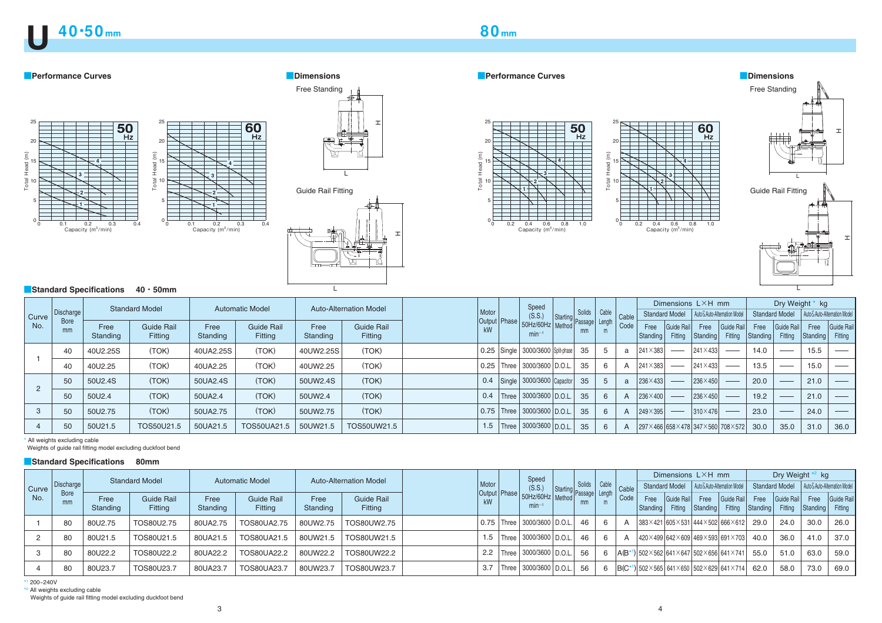# U 40·50mm

## Performance Curves

50 Hz

Total Head (m)

Capacity (m³/min)

0, 5, 10, 15, 20, 25

0, 0.1, 0.2, 0.3, 0.4

1, 2, 3, 4

60 Hz

Total Head (m)

Capacity (m³/min)

0, 5, 10, 15, 20, 25

0, 0.1, 0.2, 0.3, 0.4

1, 2, 3, 4

## Dimensions

Free Standing

H

L

Guide Rail Fitting

H

L

## Standard Specifications 40・50mm

| Curve No. | Discharge Bore mm | Standard Model | | Automatic Model | | Auto-Alternation Model | | Motor Output kW | Phase | Speed (S.S.) 50Hz/60Hz min⁻¹ | Starting Method | Solids Passage mm | Cable Length m | Cable Code | Dimensions L×H mm | | | | Dry Weight * kg | | | |
|---|---|---|---|---|---|---|---|---|---|---|---|---|---|---|---|---|---|---|---|---|---|---|
| | | | | | | | | | | | | | | | Standard Model | | Auto.&Auto-Alternation Model | | Standard Model | | Auto.&Auto-Alternation Model | |
| | | Free Standing | Guide Rail Fitting | Free Standing | Guide Rail Fitting | Free Standing | Guide Rail Fitting | | | | | | | | Free Standing | Guide Rail Fitting | Free Standing | Guide Rail Fitting | Free Standing | Guide Rail Fitting | Free Standing | Guide Rail Fitting |
| 1 | 40 | 40U2.25S | (TOK) | 40UA2.25S | (TOK) | 40UW2.25S | (TOK) | 0.25 | Single | 3000/3600 | Split-phase | 35 | 5 | a | 241×383 | —— | 241×433 | —— | 14.0 | —— | 15.5 | —— |
| | 40 | 40U2.25 | (TOK) | 40UA2.25 | (TOK) | 40UW2.25 | (TOK) | 0.25 | Three | 3000/3600 | D.O.L. | 35 | 6 | A | 241×383 | —— | 241×433 | —— | 13.5 | —— | 15.0 | —— |
| 2 | 50 | 50U2.4S | (TOK) | 50UA2.4S | (TOK) | 50UW2.4S | (TOK) | 0.4 | Single | 3000/3600 | Capacitor | 35 | 5 | a | 236×433 | —— | 236×450 | —— | 20.0 | —— | 21.0 | —— |
| | 50 | 50U2.4 | (TOK) | 50UA2.4 | (TOK) | 50UW2.4 | (TOK) | 0.4 | Three | 3000/3600 | D.O.L. | 35 | 6 | A | 236×400 | —— | 236×450 | —— | 19.2 | —— | 21.0 | —— |
| 3 | 50 | 50U2.75 | (TOK) | 50UA2.75 | (TOK) | 50UW2.75 | (TOK) | 0.75 | Three | 3000/3600 | D.O.L. | 35 | 6 | A | 249×395 | —— | 310×476 | —— | 23.0 | —— | 24.0 | —— |
| 4 | 50 | 50U21.5 | TOS50U21.5 | 50UA21.5 | TOS50UA21.5 | 50UW21.5 | TOS50UW21.5 | 1.5 | Three | 3000/3600 | D.O.L. | 35 | 6 | A | 297×466 | 658×478 | 347×560 | 708×572 | 30.0 | 35.0 | 31.0 | 36.0 |

\* All weights excluding cable
Weights of guide rail fitting model excluding duckfoot bend

# 80mm

## Performance Curves

50 Hz

Total Head (m)

Capacity (m³/min)

0, 5, 10, 15, 20, 25

0, 0.2, 0.4, 0.6, 0.8, 1.0

1, 2, 3, 4

60 Hz

Total Head (m)

Capacity (m³/min)

0, 5, 10, 15, 20, 25

0, 0.2, 0.4, 0.6, 0.8, 1.0

1, 2, 3, 4

## Dimensions

Free Standing

H

L

Guide Rail Fitting

H

L

## Standard Specifications 80mm

| Curve No. | Discharge Bore mm | Standard Model | | Automatic Model | | Auto-Alternation Model | | Motor Output kW | Phase | Speed (S.S.) 50Hz/60Hz min⁻¹ | Starting Method | Solids Passage mm | Cable Length m | Cable Code | Dimensions L×H mm | | | | Dry Weight *2 kg | | | |
|---|---|---|---|---|---|---|---|---|---|---|---|---|---|---|---|---|---|---|---|---|---|---|
| | | | | | | | | | | | | | | | Standard Model | | Auto.&Auto-Alternation Model | | Standard Model | | Auto.&Auto-Alternation Model | |
| | | Free Standing | Guide Rail Fitting | Free Standing | Guide Rail Fitting | Free Standing | Guide Rail Fitting | | | | | | | | Free Standing | Guide Rail Fitting | Free Standing | Guide Rail Fitting | Free Standing | Guide Rail Fitting | Free Standing | Guide Rail Fitting |
| 1 | 80 | 80U2.75 | TOS80U2.75 | 80UA2.75 | TOS80UA2.75 | 80UW2.75 | TOS80UW2.75 | 0.75 | Three | 3000/3600 | D.O.L. | 46 | 6 | A | 383×421 | 605×531 | 444×502 | 666×612 | 29.0 | 24.0 | 30.0 | 26.0 |
| 2 | 80 | 80U21.5 | TOS80U21.5 | 80UA21.5 | TOS80UA21.5 | 80UW21.5 | TOS80UW21.5 | 1.5 | Three | 3000/3600 | D.O.L. | 46 | 6 | A | 420×499 | 642×609 | 469×593 | 691×703 | 40.0 | 36.0 | 41.0 | 37.0 |
| 3 | 80 | 80U22.2 | TOS80U22.2 | 80UA22.2 | TOS80UA22.2 | 80UW22.2 | TOS80UW22.2 | 2.2 | Three | 3000/3600 | D.O.L. | 56 | 6 | A(B*1) | 502×562 | 641×647 | 502×656 | 641×741 | 55.0 | 51.0 | 63.0 | 59.0 |
| 4 | 80 | 80U23.7 | TOS80U23.7 | 80UA23.7 | TOS80UA23.7 | 80UW23.7 | TOS80UW23.7 | 3.7 | Three | 3000/3600 | D.O.L. | 56 | 6 | B(C*1) | 502×565 | 641×650 | 502×629 | 641×714 | 62.0 | 58.0 | 73.0 | 69.0 |

*1 200–240V
*2 All weights excluding cable
Weights of guide rail fitting model excluding duckfoot bend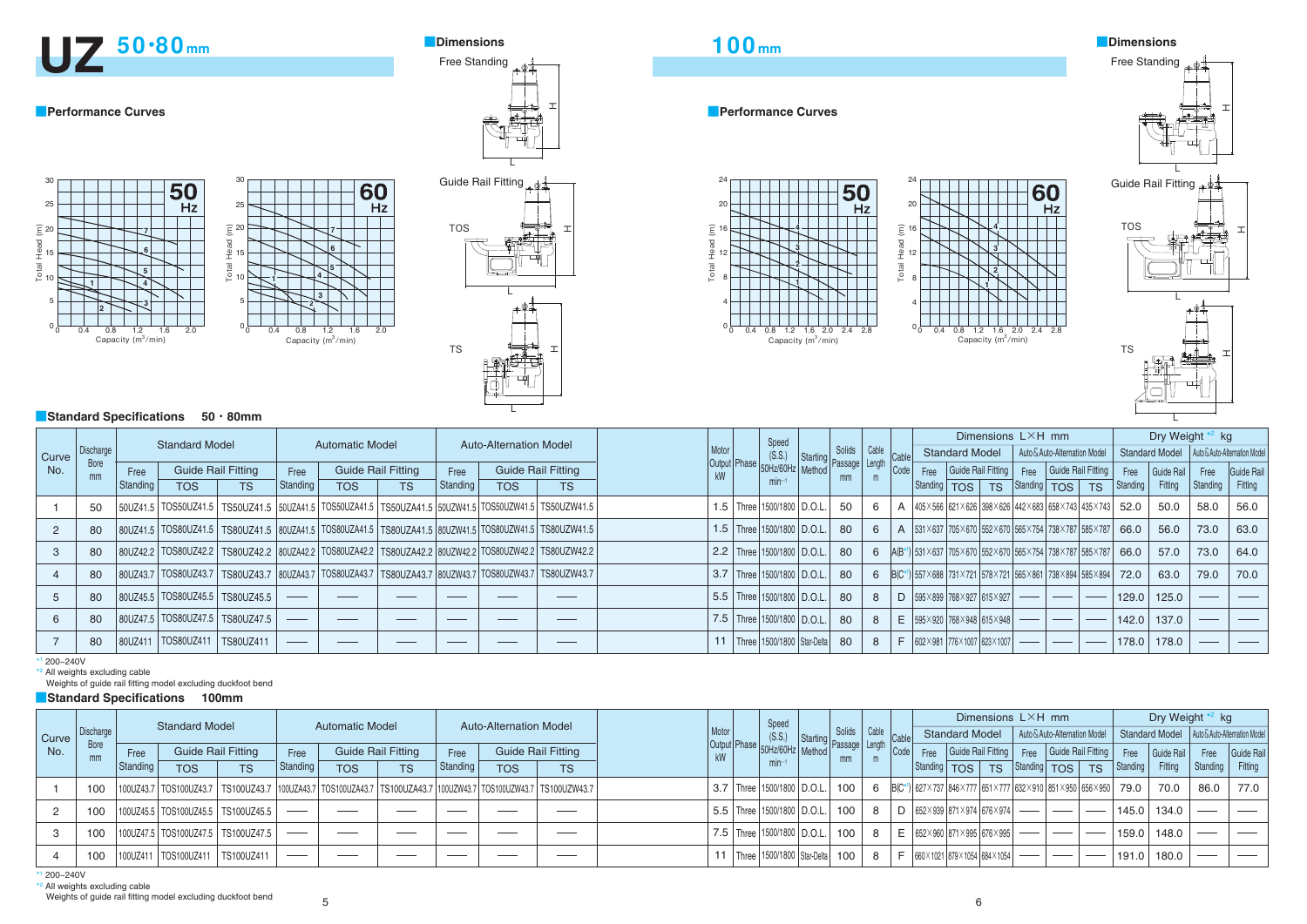# UZ 50・80mm

## Performance Curves

## Dimensions

Free Standing

Guide Rail Fitting

TOS

TS

# 100mm

## Performance Curves

## Dimensions

Free Standing

Guide Rail Fitting

TOS

TS

## Standard Specifications 50・80mm

| Curve No. | Discharge Bore mm | Standard Model | | | Automatic Model | | | Auto-Alternation Model | | | Motor Output kW | Phase | Speed (S.S.) 50Hz/60Hz min⁻¹ | Starting Method | Solids Passage mm | Cable Length m | Cable Code | Dimensions L×H mm | | | | | | Dry Weight [*2] kg | | | |
|---|---|---|---|---|---|---|---|---|---|---|---|---|---|---|---|---|---|---|---|---|---|---|---|---|---|---|---|
| | | Free Standing | Guide Rail Fitting | | Free Standing | Guide Rail Fitting | | Free Standing | Guide Rail Fitting | | | | | | | | | Standard Model | | | Auto&Auto-Alternation Model | | | Standard Model | | Auto&Auto-Alternation Model | |
| | | | TOS | TS | | TOS | TS | | TOS | TS | | | | | | | | Free Standing | TOS | TS | Free Standing | TOS | TS | Free Standing | Guide Rail Fitting | Free Standing | Guide Rail Fitting |
| 1 | 50 | 50UZ41.5 | TOS50UZ41.5 | TS50UZ41.5 | 50UZA41.5 | TOS50UZA41.5 | TS50UZA41.5 | 50UZW41.5 | TOS50UZW41.5 | TS50UZW41.5 | 1.5 | Three | 1500/1800 | D.O.L. | 50 | 6 | A | 405×566 | 621×626 | 398×626 | 442×683 | 658×743 | 435×743 | 52.0 | 50.0 | 58.0 | 56.0 |
| 2 | 80 | 80UZ41.5 | TOS80UZ41.5 | TS80UZ41.5 | 80UZA41.5 | TOS80UZA41.5 | TS80UZA41.5 | 80UZW41.5 | TOS80UZW41.5 | TS80UZW41.5 | 1.5 | Three | 1500/1800 | D.O.L. | 80 | 6 | A | 531×637 | 705×670 | 552×670 | 565×754 | 738×787 | 585×787 | 66.0 | 56.0 | 73.0 | 63.0 |
| 3 | 80 | 80UZ42.2 | TOS80UZ42.2 | TS80UZ42.2 | 80UZA42.2 | TOS80UZA42.2 | TS80UZA42.2 | 80UZW42.2 | TOS80UZW42.2 | TS80UZW42.2 | 2.2 | Three | 1500/1800 | D.O.L. | 80 | 6 | A(B[*1]) | 531×637 | 705×670 | 552×670 | 565×754 | 738×787 | 585×787 | 66.0 | 57.0 | 73.0 | 64.0 |
| 4 | 80 | 80UZ43.7 | TOS80UZ43.7 | TS80UZ43.7 | 80UZA43.7 | TOS80UZA43.7 | TS80UZA43.7 | 80UZW43.7 | TOS80UZW43.7 | TS80UZW43.7 | 3.7 | Three | 1500/1800 | D.O.L. | 80 | 6 | B(C[*1]) | 557×688 | 731×721 | 578×721 | 565×861 | 738×894 | 585×894 | 72.0 | 63.0 | 79.0 | 70.0 |
| 5 | 80 | 80UZ45.5 | TOS80UZ45.5 | TS80UZ45.5 | — | — | — | — | — | — | 5.5 | Three | 1500/1800 | D.O.L. | 80 | 8 | D | 595×899 | 768×927 | 615×927 | — | — | — | 129.0 | 125.0 | — | — |
| 6 | 80 | 80UZ47.5 | TOS80UZ47.5 | TS80UZ47.5 | — | — | — | — | — | — | 7.5 | Three | 1500/1800 | D.O.L. | 80 | 8 | E | 595×920 | 768×948 | 615×948 | — | — | — | 142.0 | 137.0 | — | — |
| 7 | 80 | 80UZ411 | TOS80UZ411 | TS80UZ411 | — | — | — | — | — | — | 11 | Three | 1500/1800 | Star-Delta | 80 | 8 | F | 602×981 | 776×1007 | 623×1007 | — | — | — | 178.0 | 178.0 | — | — |

[*1] 200–240V
[*2] All weights excluding cable
Weights of guide rail fitting model excluding duckfoot bend

## Standard Specifications 100mm

| Curve No. | Discharge Bore mm | Standard Model | | | Automatic Model | | | Auto-Alternation Model | | | Motor Output kW | Phase | Speed (S.S.) 50Hz/60Hz min⁻¹ | Starting Method | Solids Passage mm | Cable Length m | Cable Code | Dimensions L×H mm | | | | | | Dry Weight [*2] kg | | | |
|---|---|---|---|---|---|---|---|---|---|---|---|---|---|---|---|---|---|---|---|---|---|---|---|---|---|---|---|
| | | Free Standing | Guide Rail Fitting | | Free Standing | Guide Rail Fitting | | Free Standing | Guide Rail Fitting | | | | | | | | | Standard Model | | | Auto&Auto-Alternation Model | | | Standard Model | | Auto&Auto-Alternation Model | |
| | | | TOS | TS | | TOS | TS | | TOS | TS | | | | | | | | Free Standing | TOS | TS | Free Standing | TOS | TS | Free Standing | Guide Rail Fitting | Free Standing | Guide Rail Fitting |
| 1 | 100 | 100UZ43.7 | TOS100UZ43.7 | TS100UZ43.7 | 100UZA43.7 | TOS100UZA43.7 | TS100UZA43.7 | 100UZW43.7 | TOS100UZW43.7 | TS100UZW43.7 | 3.7 | Three | 1500/1800 | D.O.L. | 100 | 6 | B(C[*1]) | 627×737 | 846×777 | 651×777 | 632×910 | 851×950 | 656×950 | 79.0 | 70.0 | 86.0 | 77.0 |
| 2 | 100 | 100UZ45.5 | TOS100UZ45.5 | TS100UZ45.5 | — | — | — | — | — | — | 5.5 | Three | 1500/1800 | D.O.L. | 100 | 8 | D | 652×939 | 871×974 | 676×974 | — | — | — | 145.0 | 134.0 | — | — |
| 3 | 100 | 100UZ47.5 | TOS100UZ47.5 | TS100UZ47.5 | — | — | — | — | — | — | 7.5 | Three | 1500/1800 | D.O.L. | 100 | 8 | E | 652×960 | 871×995 | 676×995 | — | — | — | 159.0 | 148.0 | — | — |
| 4 | 100 | 100UZ411 | TOS100UZ411 | TS100UZ411 | — | — | — | — | — | — | 11 | Three | 1500/1800 | Star-Delta | 100 | 8 | F | 660×1021 | 879×1054 | 684×1054 | — | — | — | 191.0 | 180.0 | — | — |

[*1] 200–240V
[*2] All weights excluding cable
Weights of guide rail fitting model excluding duckfoot bend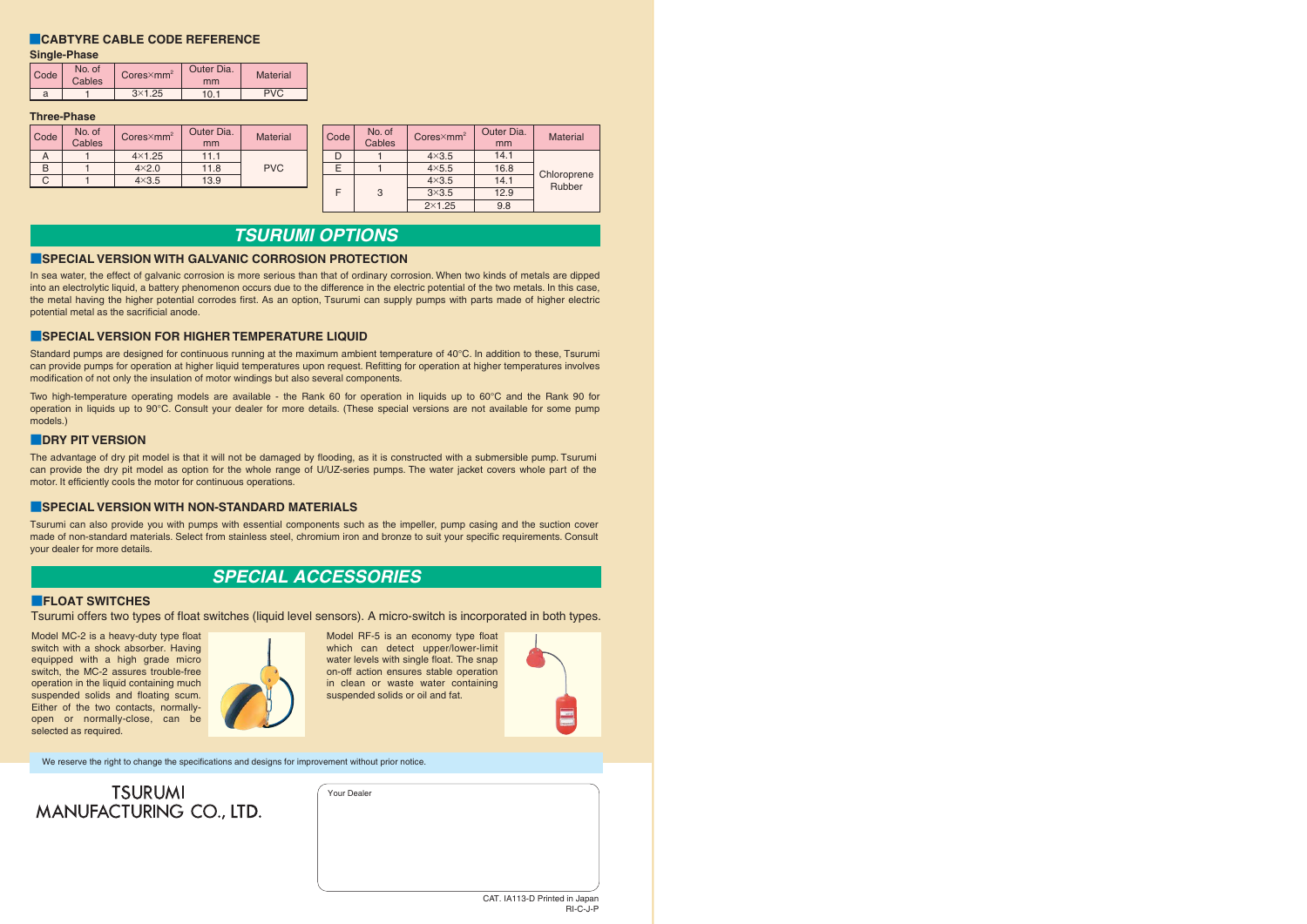## CABTYRE CABLE CODE REFERENCE

**Single-Phase**

| Code | No. of Cables | Cores×mm$^2$ | Outer Dia. mm | Material |
|---|---|---|---|---|
| a | 1 | 3×1.25 | 10.1 | PVC |

**Three-Phase**

| Code | No. of Cables | Cores×mm$^2$ | Outer Dia. mm | Material |
|---|---|---|---|---|
| A | 1 | 4×1.25 | 11.1 | PVC |
| B | 1 | 4×2.0 | 11.8 | |
| C | 1 | 4×3.5 | 13.9 | |

| Code | No. of Cables | Cores×mm$^2$ | Outer Dia. mm | Material |
|---|---|---|---|---|
| D | 1 | 4×3.5 | 14.1 | Chloroprene Rubber |
| E | 1 | 4×5.5 | 16.8 | |
| F | 3 | 4×3.5 | 14.1 | |
| | | 3×3.5 | 12.9 | |
| | | 2×1.25 | 9.8 | |

# *TSURUMI OPTIONS*

## SPECIAL VERSION WITH GALVANIC CORROSION PROTECTION

In sea water, the effect of galvanic corrosion is more serious than that of ordinary corrosion. When two kinds of metals are dipped into an electrolytic liquid, a battery phenomenon occurs due to the difference in the electric potential of the two metals. In this case, the metal having the higher potential corrodes first. As an option, Tsurumi can supply pumps with parts made of higher electric potential metal as the sacrificial anode.

## SPECIAL VERSION FOR HIGHER TEMPERATURE LIQUID

Standard pumps are designed for continuous running at the maximum ambient temperature of 40°C. In addition to these, Tsurumi can provide pumps for operation at higher liquid temperatures upon request. Refitting for operation at higher temperatures involves modification of not only the insulation of motor windings but also several components.

Two high-temperature operating models are available - the Rank 60 for operation in liquids up to 60°C and the Rank 90 for operation in liquids up to 90°C. Consult your dealer for more details. (These special versions are not available for some pump models.)

## DRY PIT VERSION

The advantage of dry pit model is that it will not be damaged by flooding, as it is constructed with a submersible pump. Tsurumi can provide the dry pit model as option for the whole range of U/UZ-series pumps. The water jacket covers whole part of the motor. It efficiently cools the motor for continuous operations.

## SPECIAL VERSION WITH NON-STANDARD MATERIALS

Tsurumi can also provide you with pumps with essential components such as the impeller, pump casing and the suction cover made of non-standard materials. Select from stainless steel, chromium iron and bronze to suit your specific requirements. Consult your dealer for more details.

# *SPECIAL ACCESSORIES*

## FLOAT SWITCHES

Tsurumi offers two types of float switches (liquid level sensors). A micro-switch is incorporated in both types.

Model MC-2 is a heavy-duty type float switch with a shock absorber. Having equipped with a high grade micro switch, the MC-2 assures trouble-free operation in the liquid containing much suspended solids and floating scum. Either of the two contacts, normally-open or normally-close, can be selected as required.

Model RF-5 is an economy type float which can detect upper/lower-limit water levels with single float. The snap on-off action ensures stable operation in clean or waste water containing suspended solids or oil and fat.

We reserve the right to change the specifications and designs for improvement without prior notice.

TSURUMI MANUFACTURING CO., LTD.

Your Dealer

CAT. IA113-D Printed in Japan
RI-C-J-P